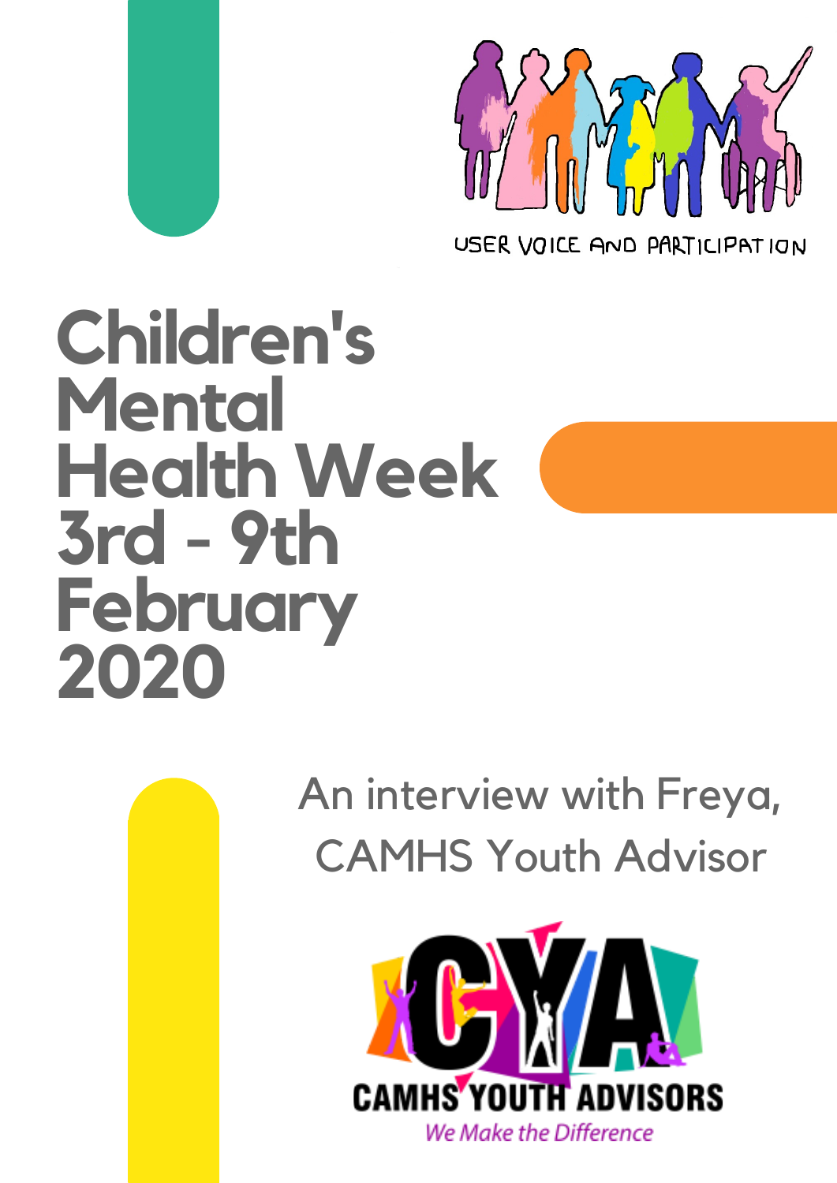USER VOICE AND PARTICIPATION

# Children's Mental Health Week 3rd - 9th February 2020

An interview with Freya, CAMHS Youth Advisor

CYA

CAMHS YOUTH ADVISORS

*We Make the Difference*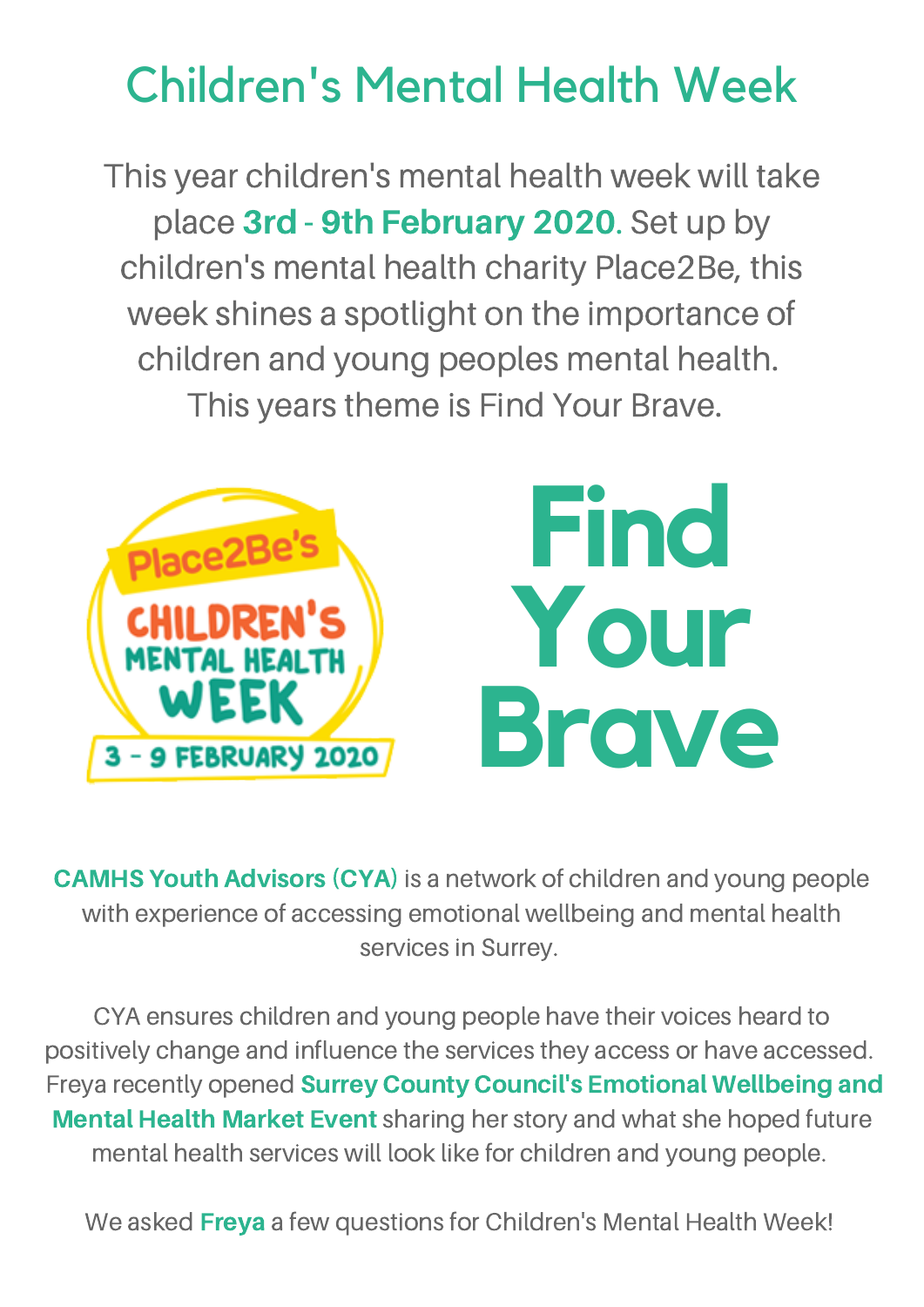# Children's Mental Health Week

This year children's mental health week will take place **3rd - 9th February 2020**. Set up by children's mental health charity Place2Be, this week shines a spotlight on the importance of children and young peoples mental health. This years theme is Find Your Brave.

Place2Be's CHILDREN'S MENTAL HEALTH WEEK 3 - 9 FEBRUARY 2020

# Find Your Brave

**CAMHS Youth Advisors (CYA)** is a network of children and young people with experience of accessing emotional wellbeing and mental health services in Surrey.

CYA ensures children and young people have their voices heard to positively change and influence the services they access or have accessed. Freya recently opened **Surrey County Council's Emotional Wellbeing and Mental Health Market Event** sharing her story and what she hoped future mental health services will look like for children and young people.

We asked **Freya** a few questions for Children's Mental Health Week!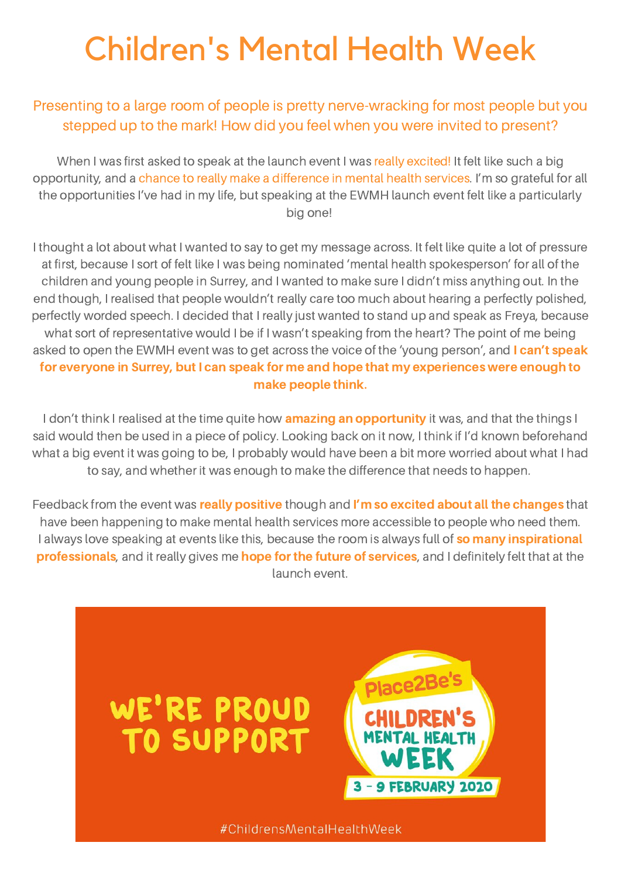# Children's Mental Health Week

## Presenting to a large room of people is pretty nerve-wracking for most people but you stepped up to the mark! How did you feel when you were invited to present?

When I was first asked to speak at the launch event I was really excited! It felt like such a big opportunity, and a chance to really make a difference in mental health services. I'm so grateful for all the opportunities I've had in my life, but speaking at the EWMH launch event felt like a particularly big one!

I thought a lot about what I wanted to say to get my message across. It felt like quite a lot of pressure at first, because I sort of felt like I was being nominated 'mental health spokesperson' for all of the children and young people in Surrey, and I wanted to make sure I didn't miss anything out. In the end though, I realised that people wouldn't really care too much about hearing a perfectly polished, perfectly worded speech. I decided that I really just wanted to stand up and speak as Freya, because what sort of representative would I be if I wasn't speaking from the heart? The point of me being asked to open the EWMH event was to get across the voice of the 'young person', and **I can't speak for everyone in Surrey, but I can speak for me and hope that my experiences were enough to make people think.**

I don't think I realised at the time quite how **amazing an opportunity** it was, and that the things I said would then be used in a piece of policy. Looking back on it now, I think if I'd known beforehand what a big event it was going to be, I probably would have been a bit more worried about what I had to say, and whether it was enough to make the difference that needs to happen.

Feedback from the event was **really positive** though and **I'm so excited about all the changes** that have been happening to make mental health services more accessible to people who need them. I always love speaking at events like this, because the room is always full of **so many inspirational professionals**, and it really gives me **hope for the future of services**, and I definitely felt that at the launch event.

WE'RE PROUD TO SUPPORT

Place2Be's CHILDREN'S MENTAL HEALTH WEEK

3 - 9 FEBRUARY 2020

#ChildrensMentalHealthWeek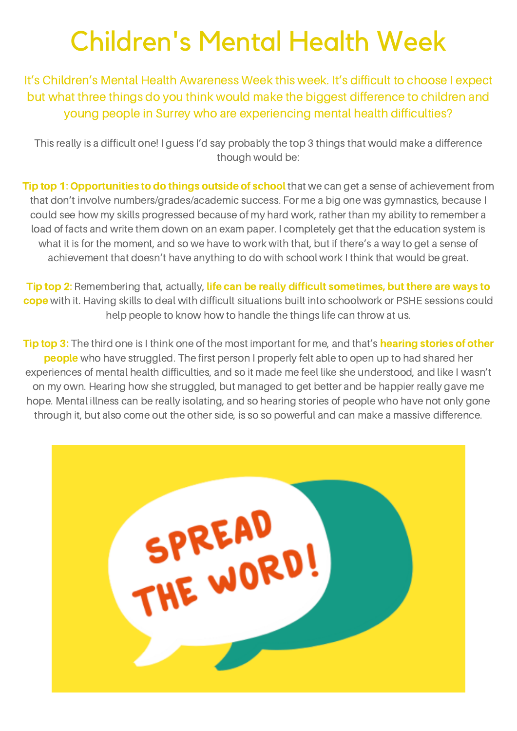# Children's Mental Health Week

It's Children's Mental Health Awareness Week this week. It's difficult to choose I expect but what three things do you think would make the biggest difference to children and young people in Surrey who are experiencing mental health difficulties?

This really is a difficult one! I guess I'd say probably the top 3 things that would make a difference though would be:

**Tip top 1: Opportunities to do things outside of school** that we can get a sense of achievement from that don't involve numbers/grades/academic success. For me a big one was gymnastics, because I could see how my skills progressed because of my hard work, rather than my ability to remember a load of facts and write them down on an exam paper. I completely get that the education system is what it is for the moment, and so we have to work with that, but if there's a way to get a sense of achievement that doesn't have anything to do with school work I think that would be great.

**Tip top 2:** Remembering that, actually, **life can be really difficult sometimes, but there are ways to cope** with it. Having skills to deal with difficult situations built into schoolwork or PSHE sessions could help people to know how to handle the things life can throw at us.

**Tip top 3:** The third one is I think one of the most important for me, and that's **hearing stories of other people** who have struggled. The first person I properly felt able to open up to had shared her experiences of mental health difficulties, and so it made me feel like she understood, and like I wasn't on my own. Hearing how she struggled, but managed to get better and be happier really gave me hope. Mental illness can be really isolating, and so hearing stories of people who have not only gone through it, but also come out the other side, is so so powerful and can make a massive difference.

SPREAD THE WORD!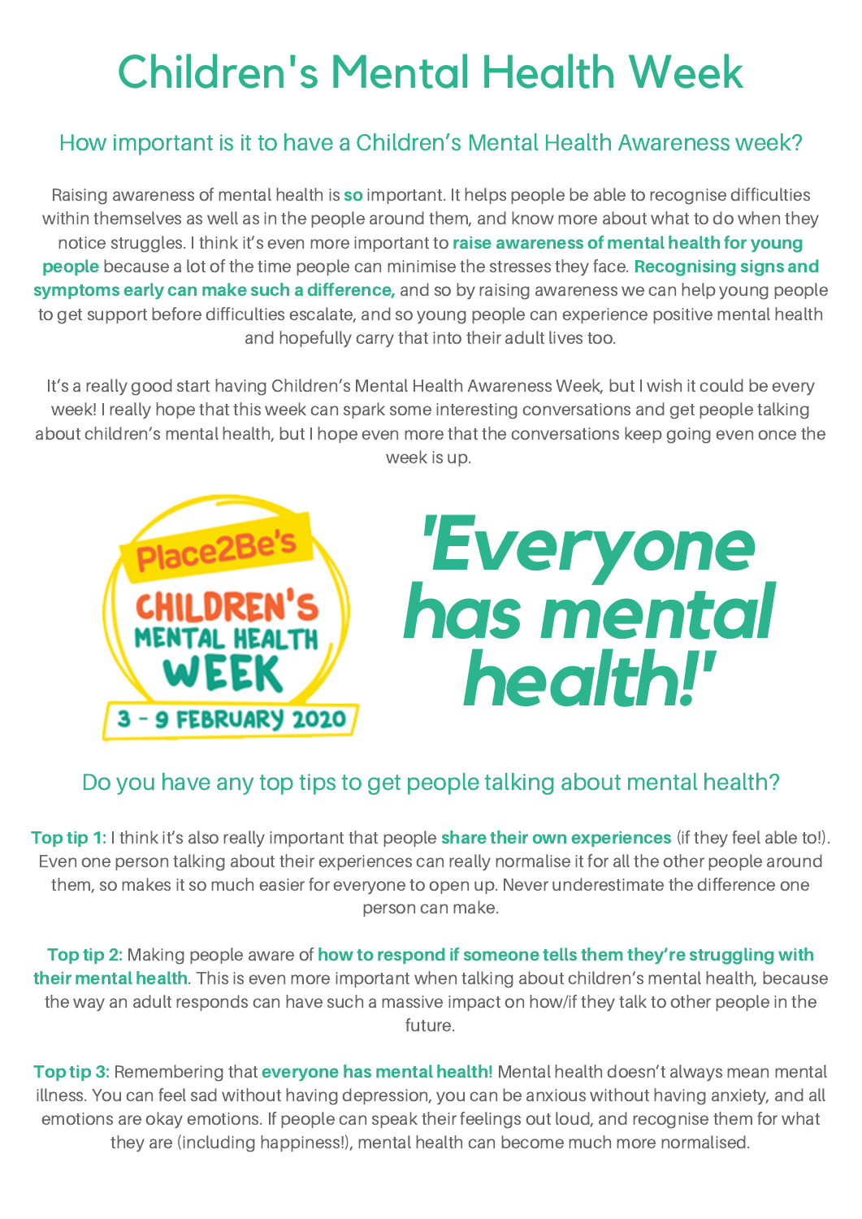# Children's Mental Health Week

## How important is it to have a Children's Mental Health Awareness week?

Raising awareness of mental health is **so** important. It helps people be able to recognise difficulties within themselves as well as in the people around them, and know more about what to do when they notice struggles. I think it's even more important to **raise awareness of mental health for young people** because a lot of the time people can minimise the stresses they face. **Recognising signs and symptoms early can make such a difference,** and so by raising awareness we can help young people to get support before difficulties escalate, and so young people can experience positive mental health and hopefully carry that into their adult lives too.

It's a really good start having Children's Mental Health Awareness Week, but I wish it could be every week! I really hope that this week can spark some interesting conversations and get people talking about children's mental health, but I hope even more that the conversations keep going even once the week is up.

Place2Be's CHILDREN'S MENTAL HEALTH WEEK 3 - 9 FEBRUARY 2020

***'Everyone has mental health!'***

## Do you have any top tips to get people talking about mental health?

**Top tip 1:** I think it's also really important that people **share their own experiences** (if they feel able to!). Even one person talking about their experiences can really normalise it for all the other people around them, so makes it so much easier for everyone to open up. Never underestimate the difference one person can make.

**Top tip 2:** Making people aware of **how to respond if someone tells them they're struggling with their mental health**. This is even more important when talking about children's mental health, because the way an adult responds can have such a massive impact on how/if they talk to other people in the future.

**Top tip 3:** Remembering that **everyone has mental health!** Mental health doesn't always mean mental illness. You can feel sad without having depression, you can be anxious without having anxiety, and all emotions are okay emotions. If people can speak their feelings out loud, and recognise them for what they are (including happiness!), mental health can become much more normalised.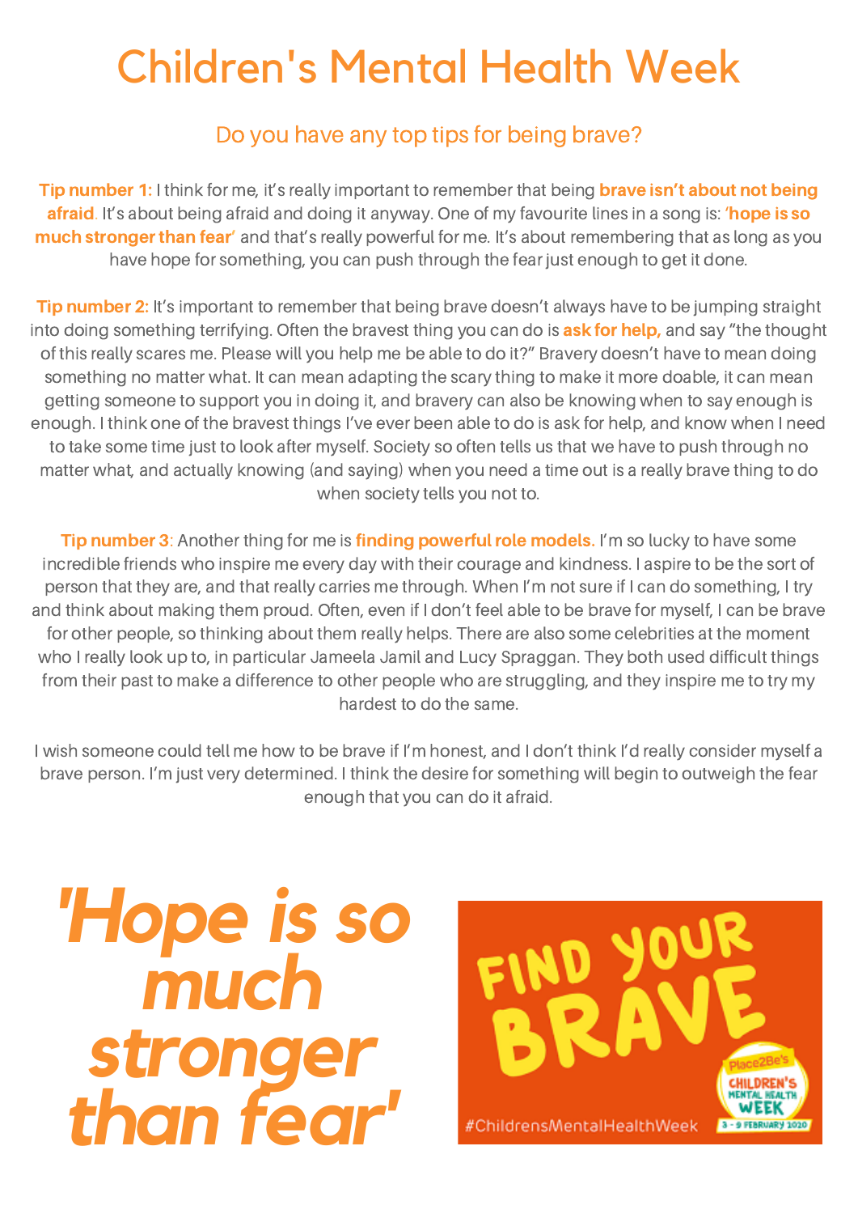# Children's Mental Health Week

## Do you have any top tips for being brave?

**Tip number 1:** I think for me, it's really important to remember that being **brave isn't about not being afraid**. It's about being afraid and doing it anyway. One of my favourite lines in a song is: **'hope is so much stronger than fear'** and that's really powerful for me. It's about remembering that as long as you have hope for something, you can push through the fear just enough to get it done.

**Tip number 2:** It's important to remember that being brave doesn't always have to be jumping straight into doing something terrifying. Often the bravest thing you can do is **ask for help,** and say "the thought of this really scares me. Please will you help me be able to do it?" Bravery doesn't have to mean doing something no matter what. It can mean adapting the scary thing to make it more doable, it can mean getting someone to support you in doing it, and bravery can also be knowing when to say enough is enough. I think one of the bravest things I've ever been able to do is ask for help, and know when I need to take some time just to look after myself. Society so often tells us that we have to push through no matter what, and actually knowing (and saying) when you need a time out is a really brave thing to do when society tells you not to.

**Tip number 3**: Another thing for me is **finding powerful role models.** I'm so lucky to have some incredible friends who inspire me every day with their courage and kindness. I aspire to be the sort of person that they are, and that really carries me through. When I'm not sure if I can do something, I try and think about making them proud. Often, even if I don't feel able to be brave for myself, I can be brave for other people, so thinking about them really helps. There are also some celebrities at the moment who I really look up to, in particular Jameela Jamil and Lucy Spraggan. They both used difficult things from their past to make a difference to other people who are struggling, and they inspire me to try my hardest to do the same.

I wish someone could tell me how to be brave if I'm honest, and I don't think I'd really consider myself a brave person. I'm just very determined. I think the desire for something will begin to outweigh the fear enough that you can do it afraid.

**'Hope is so much stronger than fear'**

FIND YOUR BRAVE

Place2Be's CHILDREN'S MENTAL HEALTH WEEK 3 - 9 FEBRUARY 2020

#ChildrensMentalHealthWeek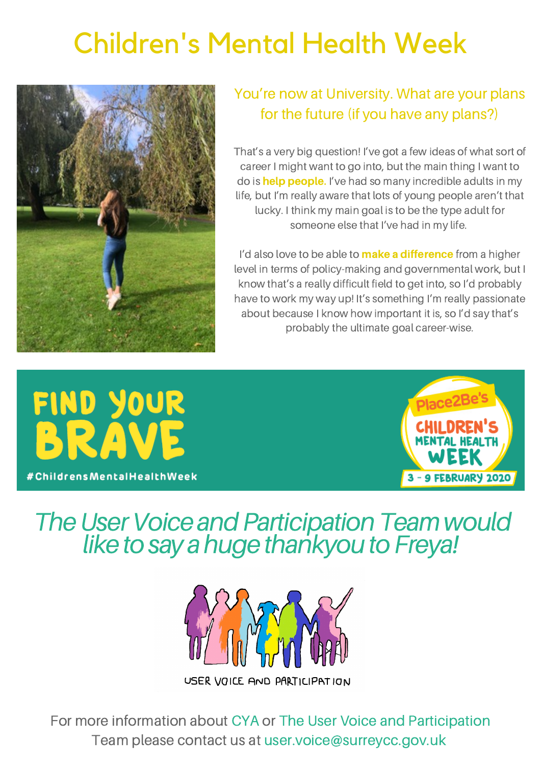# Children's Mental Health Week

## You're now at University. What are your plans for the future (if you have any plans?)

That's a very big question! I've got a few ideas of what sort of career I might want to go into, but the main thing I want to do is **help people.** I've had so many incredible adults in my life, but I'm really aware that lots of young people aren't that lucky. I think my main goal is to be the type adult for someone else that I've had in my life.

I'd also love to be able to **make a difference** from a higher level in terms of policy-making and governmental work, but I know that's a really difficult field to get into, so I'd probably have to work my way up! It's something I'm really passionate about because I know how important it is, so I'd say that's probably the ultimate goal career-wise.

FIND YOUR BRAVE

#ChildrensMentalHealthWeek

Place2Be's CHILDREN'S MENTAL HEALTH WEEK

3 - 9 FEBRUARY 2020

*The User Voice and Participation Team would like to say a huge thankyou to Freya!*

USER VOICE AND PARTICIPATION

For more information about CYA or The User Voice and Participation Team please contact us at user.voice@surreycc.gov.uk